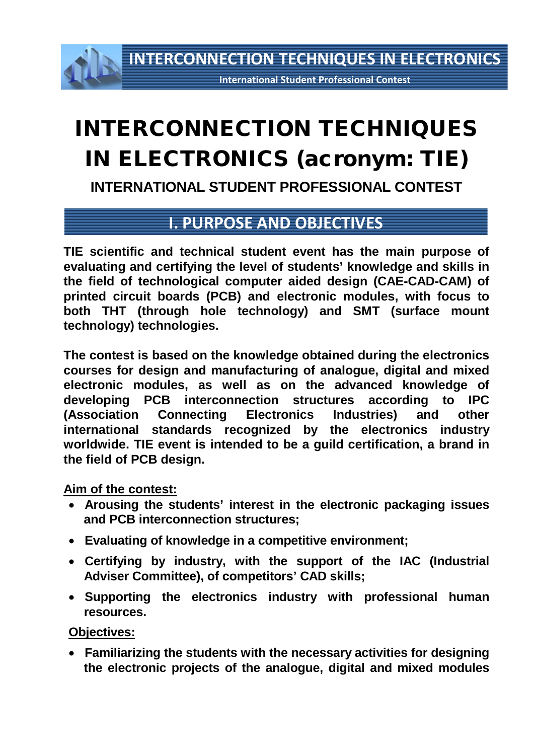# INTERCONNECTION TECHNIQUES IN ELECTRONICS (acronym: TIE)

### INTERNATIONAL STUDENT PROFESSIONAL CONTEST

## I. PURPOSE AND OBJECTIVES

**TIE scientific and technical student event has the main purpose of evaluating and certifying the level of students' knowledge and skills in the field of technological computer aided design (CAE-CAD-CAM) of printed circuit boards (PCB) and electronic modules, with focus to both THT (through hole technology) and SMT (surface mount technology) technologies.**

**The contest is based on the knowledge obtained during the electronics courses for design and manufacturing of analogue, digital and mixed electronic modules, as well as on the advanced knowledge of developing PCB interconnection structures according to IPC (Association Connecting Electronics Industries) and other international standards recognized by the electronics industry worldwide. TIE event is intended to be a guild certification, a brand in the field of PCB design.**

**<u>Aim of the contest:</u>**

- **Arousing the students' interest in the electronic packaging issues and PCB interconnection structures;**
- **Evaluating of knowledge in a competitive environment;**
- **Certifying by industry, with the support of the IAC (Industrial Adviser Committee), of competitors' CAD skills;**
- **Supporting the electronics industry with professional human resources.**

**<u>Objectives:</u>**

- **Familiarizing the students with the necessary activities for designing the electronic projects of the analogue, digital and mixed modules**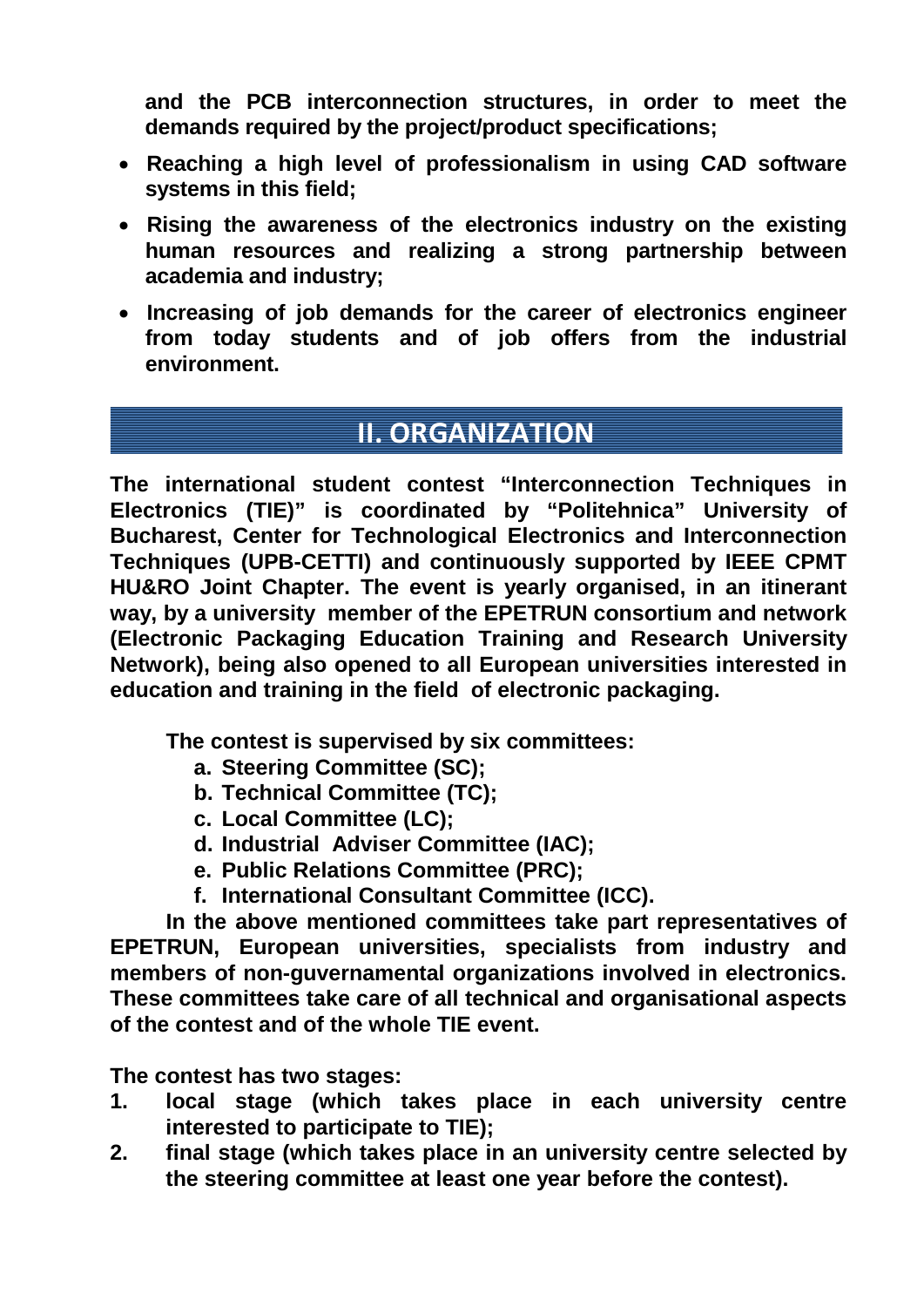**and the PCB interconnection structures, in order to meet the demands required by the project/product specifications;**

- **Reaching a high level of professionalism in using CAD software systems in this field;**
- **Rising the awareness of the electronics industry on the existing human resources and realizing a strong partnership between academia and industry;**
- **Increasing of job demands for the career of electronics engineer from today students and of job offers from the industrial environment.**

## II. ORGANIZATION

**The international student contest "Interconnection Techniques in Electronics (TIE)" is coordinated by "Politehnica" University of Bucharest, Center for Technological Electronics and Interconnection Techniques (UPB-CETTI) and continuously supported by IEEE CPMT HU&RO Joint Chapter. The event is yearly organised, in an itinerant way, by a university member of the EPETRUN consortium and network (Electronic Packaging Education Training and Research University Network), being also opened to all European universities interested in education and training in the field of electronic packaging.**

**The contest is supervised by six committees:**

a. **Steering Committee (SC);**
b. **Technical Committee (TC);**
c. **Local Committee (LC);**
d. **Industrial Adviser Committee (IAC);**
e. **Public Relations Committee (PRC);**
f. **International Consultant Committee (ICC).**

**In the above mentioned committees take part representatives of EPETRUN, European universities, specialists from industry and members of non-guvernamental organizations involved in electronics. These committees take care of all technical and organisational aspects of the contest and of the whole TIE event.**

**The contest has two stages:**

1. **local stage (which takes place in each university centre interested to participate to TIE);**
2. **final stage (which takes place in an university centre selected by the steering committee at least one year before the contest).**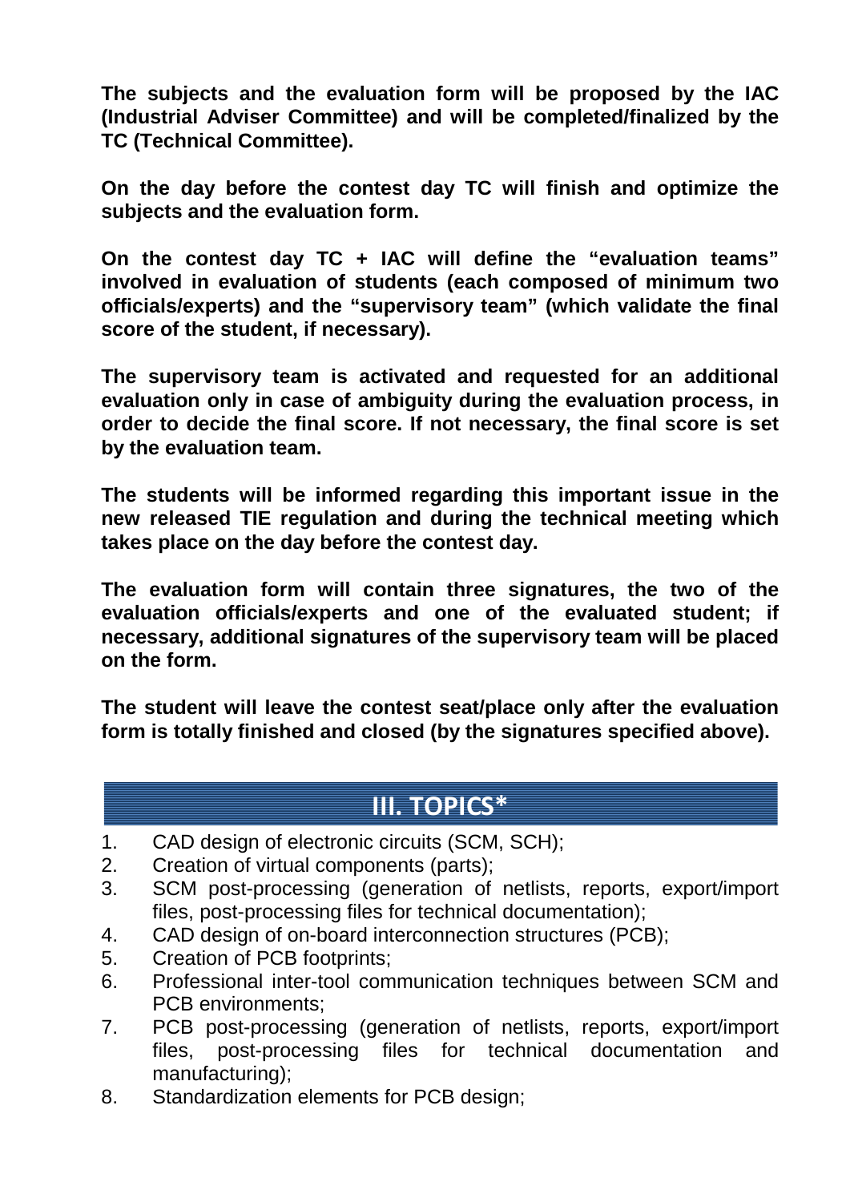**The subjects and the evaluation form will be proposed by the IAC (Industrial Adviser Committee) and will be completed/finalized by the TC (Technical Committee).**

**On the day before the contest day TC will finish and optimize the subjects and the evaluation form.**

**On the contest day TC + IAC will define the “evaluation teams” involved in evaluation of students (each composed of minimum two officials/experts) and the “supervisory team” (which validate the final score of the student, if necessary).**

**The supervisory team is activated and requested for an additional evaluation only in case of ambiguity during the evaluation process, in order to decide the final score. If not necessary, the final score is set by the evaluation team.**

**The students will be informed regarding this important issue in the new released TIE regulation and during the technical meeting which takes place on the day before the contest day.**

**The evaluation form will contain three signatures, the two of the evaluation officials/experts and one of the evaluated student; if necessary, additional signatures of the supervisory team will be placed on the form.**

**The student will leave the contest seat/place only after the evaluation form is totally finished and closed (by the signatures specified above).**

## III. TOPICS*

1. CAD design of electronic circuits (SCM, SCH);
2. Creation of virtual components (parts);
3. SCM post-processing (generation of netlists, reports, export/import files, post-processing files for technical documentation);
4. CAD design of on-board interconnection structures (PCB);
5. Creation of PCB footprints;
6. Professional inter-tool communication techniques between SCM and PCB environments;
7. PCB post-processing (generation of netlists, reports, export/import files, post-processing files for technical documentation and manufacturing);
8. Standardization elements for PCB design;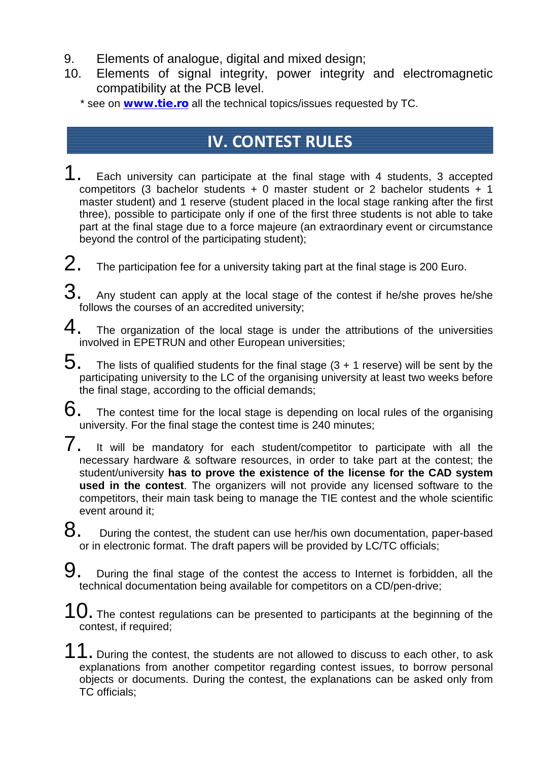9. Elements of analogue, digital and mixed design;
10. Elements of signal integrity, power integrity and electromagnetic compatibility at the PCB level.

\* see on **www.tie.ro** all the technical topics/issues requested by TC.

## IV. CONTEST RULES

1. Each university can participate at the final stage with 4 students, 3 accepted competitors (3 bachelor students + 0 master student or 2 bachelor students + 1 master student) and 1 reserve (student placed in the local stage ranking after the first three), possible to participate only if one of the first three students is not able to take part at the final stage due to a force majeure (an extraordinary event or circumstance beyond the control of the participating student);

2. The participation fee for a university taking part at the final stage is 200 Euro.

3. Any student can apply at the local stage of the contest if he/she proves he/she follows the courses of an accredited university;

4. The organization of the local stage is under the attributions of the universities involved in EPETRUN and other European universities;

5. The lists of qualified students for the final stage (3 + 1 reserve) will be sent by the participating university to the LC of the organising university at least two weeks before the final stage, according to the official demands;

6. The contest time for the local stage is depending on local rules of the organising university. For the final stage the contest time is 240 minutes;

7. It will be mandatory for each student/competitor to participate with all the necessary hardware & software resources, in order to take part at the contest; the student/university **has to prove the existence of the license for the CAD system used in the contest**. The organizers will not provide any licensed software to the competitors, their main task being to manage the TIE contest and the whole scientific event around it;

8. During the contest, the student can use her/his own documentation, paper-based or in electronic format. The draft papers will be provided by LC/TC officials;

9. During the final stage of the contest the access to Internet is forbidden, all the technical documentation being available for competitors on a CD/pen-drive;

10. The contest regulations can be presented to participants at the beginning of the contest, if required;

11. During the contest, the students are not allowed to discuss to each other, to ask explanations from another competitor regarding contest issues, to borrow personal objects or documents. During the contest, the explanations can be asked only from TC officials;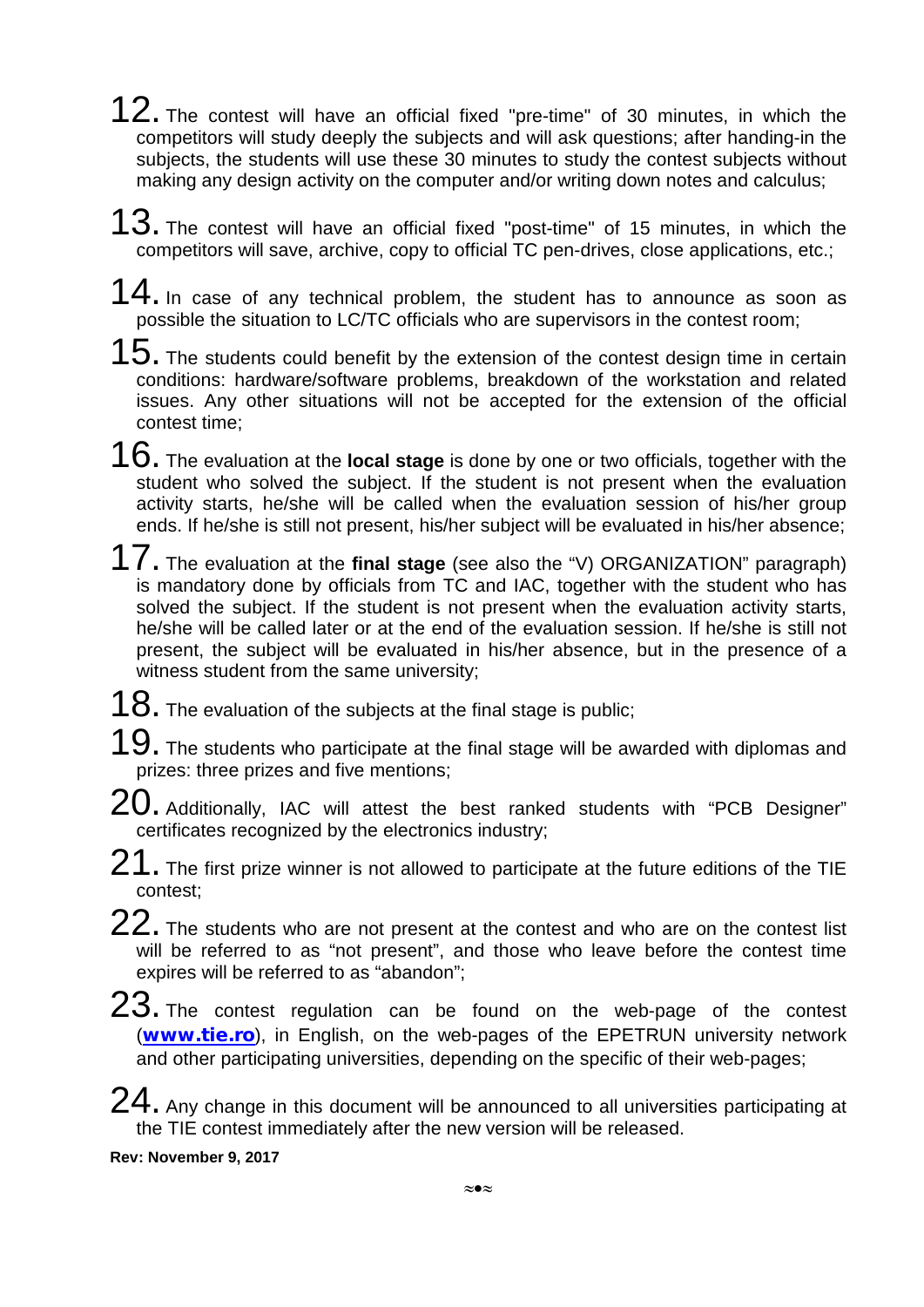12. The contest will have an official fixed "pre-time" of 30 minutes, in which the competitors will study deeply the subjects and will ask questions; after handing-in the subjects, the students will use these 30 minutes to study the contest subjects without making any design activity on the computer and/or writing down notes and calculus;

13. The contest will have an official fixed "post-time" of 15 minutes, in which the competitors will save, archive, copy to official TC pen-drives, close applications, etc.;

14. In case of any technical problem, the student has to announce as soon as possible the situation to LC/TC officials who are supervisors in the contest room;

15. The students could benefit by the extension of the contest design time in certain conditions: hardware/software problems, breakdown of the workstation and related issues. Any other situations will not be accepted for the extension of the official contest time;

16. The evaluation at the **local stage** is done by one or two officials, together with the student who solved the subject. If the student is not present when the evaluation activity starts, he/she will be called when the evaluation session of his/her group ends. If he/she is still not present, his/her subject will be evaluated in his/her absence;

17. The evaluation at the **final stage** (see also the "V) ORGANIZATION" paragraph) is mandatory done by officials from TC and IAC, together with the student who has solved the subject. If the student is not present when the evaluation activity starts, he/she will be called later or at the end of the evaluation session. If he/she is still not present, the subject will be evaluated in his/her absence, but in the presence of a witness student from the same university;

18. The evaluation of the subjects at the final stage is public;

19. The students who participate at the final stage will be awarded with diplomas and prizes: three prizes and five mentions;

20. Additionally, IAC will attest the best ranked students with "PCB Designer" certificates recognized by the electronics industry;

21. The first prize winner is not allowed to participate at the future editions of the TIE contest;

22. The students who are not present at the contest and who are on the contest list will be referred to as "not present", and those who leave before the contest time expires will be referred to as "abandon";

23. The contest regulation can be found on the web-page of the contest (**www.tie.ro**), in English, on the web-pages of the EPETRUN university network and other participating universities, depending on the specific of their web-pages;

24. Any change in this document will be announced to all universities participating at the TIE contest immediately after the new version will be released.

**Rev: November 9, 2017**

≈•≈